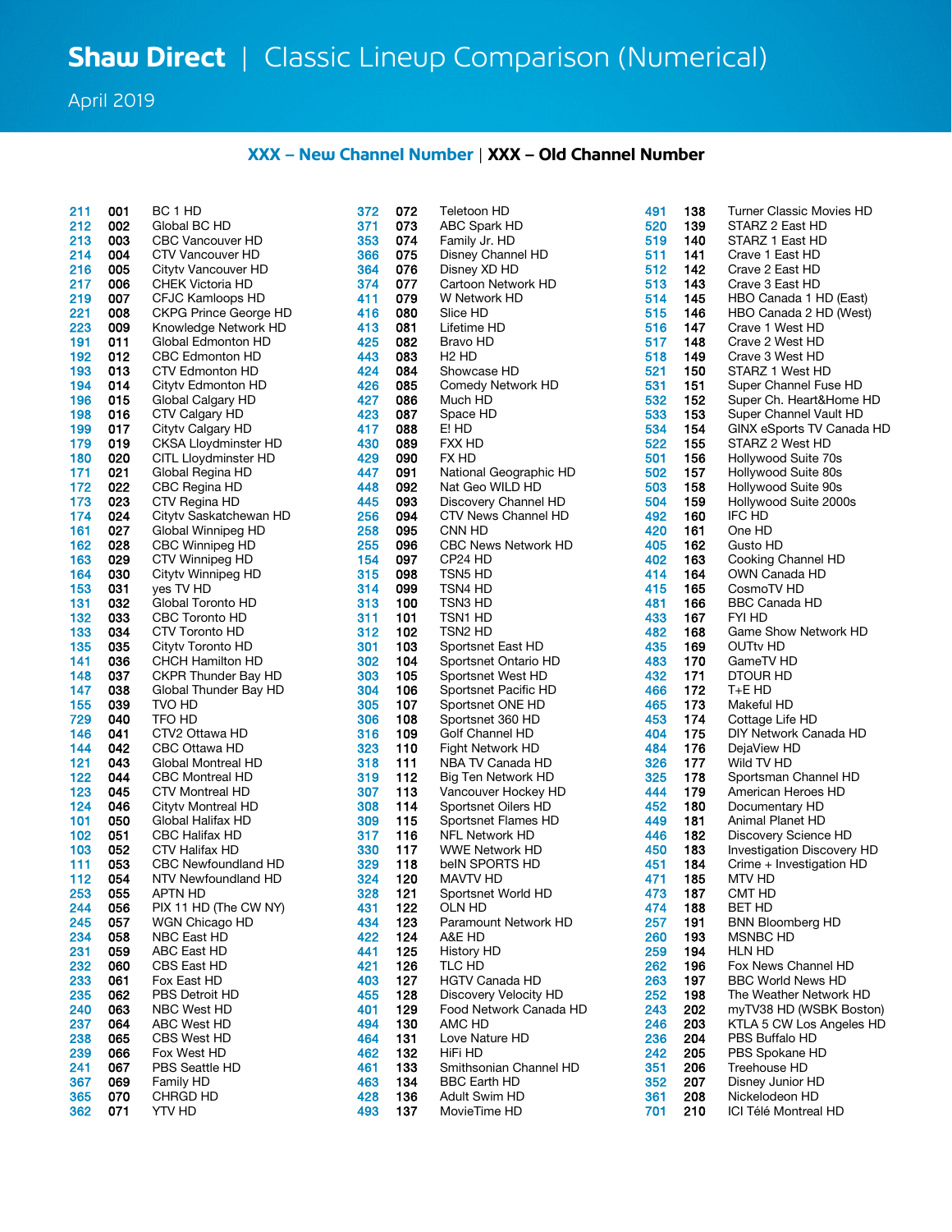# Shaw Direct | Classic Lineup Comparison (Numerical)

April 2019

**XXX – New Channel Number** | **XXX – Old Channel Number**

| New | Old | Channel |
|---|---|---|
| 211 | 001 | BC 1 HD |
| 212 | 002 | Global BC HD |
| 213 | 003 | CBC Vancouver HD |
| 214 | 004 | CTV Vancouver HD |
| 216 | 005 | Citytv Vancouver HD |
| 217 | 006 | CHEK Victoria HD |
| 219 | 007 | CFJC Kamloops HD |
| 221 | 008 | CKPG Prince George HD |
| 223 | 009 | Knowledge Network HD |
| 191 | 011 | Global Edmonton HD |
| 192 | 012 | CBC Edmonton HD |
| 193 | 013 | CTV Edmonton HD |
| 194 | 014 | Citytv Edmonton HD |
| 196 | 015 | Global Calgary HD |
| 198 | 016 | CTV Calgary HD |
| 199 | 017 | Citytv Calgary HD |
| 179 | 019 | CKSA Lloydminster HD |
| 180 | 020 | CITL Lloydminster HD |
| 171 | 021 | Global Regina HD |
| 172 | 022 | CBC Regina HD |
| 173 | 023 | CTV Regina HD |
| 174 | 024 | Citytv Saskatchewan HD |
| 161 | 027 | Global Winnipeg HD |
| 162 | 028 | CBC Winnipeg HD |
| 163 | 029 | CTV Winnipeg HD |
| 164 | 030 | Citytv Winnipeg HD |
| 153 | 031 | yes TV HD |
| 131 | 032 | Global Toronto HD |
| 132 | 033 | CBC Toronto HD |
| 133 | 034 | CTV Toronto HD |
| 135 | 035 | Citytv Toronto HD |
| 141 | 036 | CHCH Hamilton HD |
| 148 | 037 | CKPR Thunder Bay HD |
| 147 | 038 | Global Thunder Bay HD |
| 155 | 039 | TVO HD |
| 729 | 040 | TFO HD |
| 146 | 041 | CTV2 Ottawa HD |
| 144 | 042 | CBC Ottawa HD |
| 121 | 043 | Global Montreal HD |
| 122 | 044 | CBC Montreal HD |
| 123 | 045 | CTV Montreal HD |
| 124 | 046 | Citytv Montreal HD |
| 101 | 050 | Global Halifax HD |
| 102 | 051 | CBC Halifax HD |
| 103 | 052 | CTV Halifax HD |
| 111 | 053 | CBC Newfoundland HD |
| 112 | 054 | NTV Newfoundland HD |
| 253 | 055 | APTN HD |
| 244 | 056 | PIX 11 HD (The CW NY) |
| 245 | 057 | WGN Chicago HD |
| 234 | 058 | NBC East HD |
| 231 | 059 | ABC East HD |
| 232 | 060 | CBS East HD |
| 233 | 061 | Fox East HD |
| 235 | 062 | PBS Detroit HD |
| 240 | 063 | NBC West HD |
| 237 | 064 | ABC West HD |
| 238 | 065 | CBS West HD |
| 239 | 066 | Fox West HD |
| 241 | 067 | PBS Seattle HD |
| 367 | 069 | Family HD |
| 365 | 070 | CHRGD HD |
| 362 | 071 | YTV HD |
| 372 | 072 | Teletoon HD |
| 371 | 073 | ABC Spark HD |
| 353 | 074 | Family Jr. HD |
| 366 | 075 | Disney Channel HD |
| 364 | 076 | Disney XD HD |
| 374 | 077 | Cartoon Network HD |
| 411 | 079 | W Network HD |
| 416 | 080 | Slice HD |
| 413 | 081 | Lifetime HD |
| 425 | 082 | Bravo HD |
| 443 | 083 | H2 HD |
| 424 | 084 | Showcase HD |
| 426 | 085 | Comedy Network HD |
| 427 | 086 | Much HD |
| 423 | 087 | Space HD |
| 417 | 088 | E! HD |
| 430 | 089 | FXX HD |
| 429 | 090 | FX HD |
| 447 | 091 | National Geographic HD |
| 448 | 092 | Nat Geo WILD HD |
| 445 | 093 | Discovery Channel HD |
| 256 | 094 | CTV News Channel HD |
| 258 | 095 | CNN HD |
| 255 | 096 | CBC News Network HD |
| 154 | 097 | CP24 HD |
| 315 | 098 | TSN5 HD |
| 314 | 099 | TSN4 HD |
| 313 | 100 | TSN3 HD |
| 311 | 101 | TSN1 HD |
| 312 | 102 | TSN2 HD |
| 301 | 103 | Sportsnet East HD |
| 302 | 104 | Sportsnet Ontario HD |
| 303 | 105 | Sportsnet West HD |
| 304 | 106 | Sportsnet Pacific HD |
| 305 | 107 | Sportsnet ONE HD |
| 306 | 108 | Sportsnet 360 HD |
| 316 | 109 | Golf Channel HD |
| 323 | 110 | Fight Network HD |
| 318 | 111 | NBA TV Canada HD |
| 319 | 112 | Big Ten Network HD |
| 307 | 113 | Vancouver Hockey HD |
| 308 | 114 | Sportsnet Oilers HD |
| 309 | 115 | Sportsnet Flames HD |
| 317 | 116 | NFL Network HD |
| 330 | 117 | WWE Network HD |
| 329 | 118 | beIN SPORTS HD |
| 324 | 120 | MAVTV HD |
| 328 | 121 | Sportsnet World HD |
| 431 | 122 | OLN HD |
| 434 | 123 | Paramount Network HD |
| 422 | 124 | A&E HD |
| 441 | 125 | History HD |
| 421 | 126 | TLC HD |
| 403 | 127 | HGTV Canada HD |
| 455 | 128 | Discovery Velocity HD |
| 401 | 129 | Food Network Canada HD |
| 494 | 130 | AMC HD |
| 464 | 131 | Love Nature HD |
| 462 | 132 | HiFi HD |
| 461 | 133 | Smithsonian Channel HD |
| 463 | 134 | BBC Earth HD |
| 428 | 136 | Adult Swim HD |
| 493 | 137 | MovieTime HD |
| 491 | 138 | Turner Classic Movies HD |
| 520 | 139 | STARZ 2 East HD |
| 519 | 140 | STARZ 1 East HD |
| 511 | 141 | Crave 1 East HD |
| 512 | 142 | Crave 2 East HD |
| 513 | 143 | Crave 3 East HD |
| 514 | 145 | HBO Canada 1 HD (East) |
| 515 | 146 | HBO Canada 2 HD (West) |
| 516 | 147 | Crave 1 West HD |
| 517 | 148 | Crave 2 West HD |
| 518 | 149 | Crave 3 West HD |
| 521 | 150 | STARZ 1 West HD |
| 531 | 151 | Super Channel Fuse HD |
| 532 | 152 | Super Ch. Heart&Home HD |
| 533 | 153 | Super Channel Vault HD |
| 534 | 154 | GINX eSports TV Canada HD |
| 522 | 155 | STARZ 2 West HD |
| 501 | 156 | Hollywood Suite 70s |
| 502 | 157 | Hollywood Suite 80s |
| 503 | 158 | Hollywood Suite 90s |
| 504 | 159 | Hollywood Suite 2000s |
| 492 | 160 | IFC HD |
| 420 | 161 | One HD |
| 405 | 162 | Gusto HD |
| 402 | 163 | Cooking Channel HD |
| 414 | 164 | OWN Canada HD |
| 415 | 165 | CosmoTV HD |
| 481 | 166 | BBC Canada HD |
| 433 | 167 | FYI HD |
| 482 | 168 | Game Show Network HD |
| 435 | 169 | OUTtv HD |
| 483 | 170 | GameTV HD |
| 432 | 171 | DTOUR HD |
| 466 | 172 | T+E HD |
| 465 | 173 | Makeful HD |
| 453 | 174 | Cottage Life HD |
| 404 | 175 | DIY Network Canada HD |
| 484 | 176 | DejaView HD |
| 326 | 177 | Wild TV HD |
| 325 | 178 | Sportsman Channel HD |
| 444 | 179 | American Heroes HD |
| 452 | 180 | Documentary HD |
| 449 | 181 | Animal Planet HD |
| 446 | 182 | Discovery Science HD |
| 450 | 183 | Investigation Discovery HD |
| 451 | 184 | Crime + Investigation HD |
| 471 | 185 | MTV HD |
| 473 | 187 | CMT HD |
| 474 | 188 | BET HD |
| 257 | 191 | BNN Bloomberg HD |
| 260 | 193 | MSNBC HD |
| 259 | 194 | HLN HD |
| 262 | 196 | Fox News Channel HD |
| 263 | 197 | BBC World News HD |
| 252 | 198 | The Weather Network HD |
| 243 | 202 | myTV38 HD (WSBK Boston) |
| 246 | 203 | KTLA 5 CW Los Angeles HD |
| 236 | 204 | PBS Buffalo HD |
| 242 | 205 | PBS Spokane HD |
| 351 | 206 | Treehouse HD |
| 352 | 207 | Disney Junior HD |
| 361 | 208 | Nickelodeon HD |
| 701 | 210 | ICI Télé Montreal HD |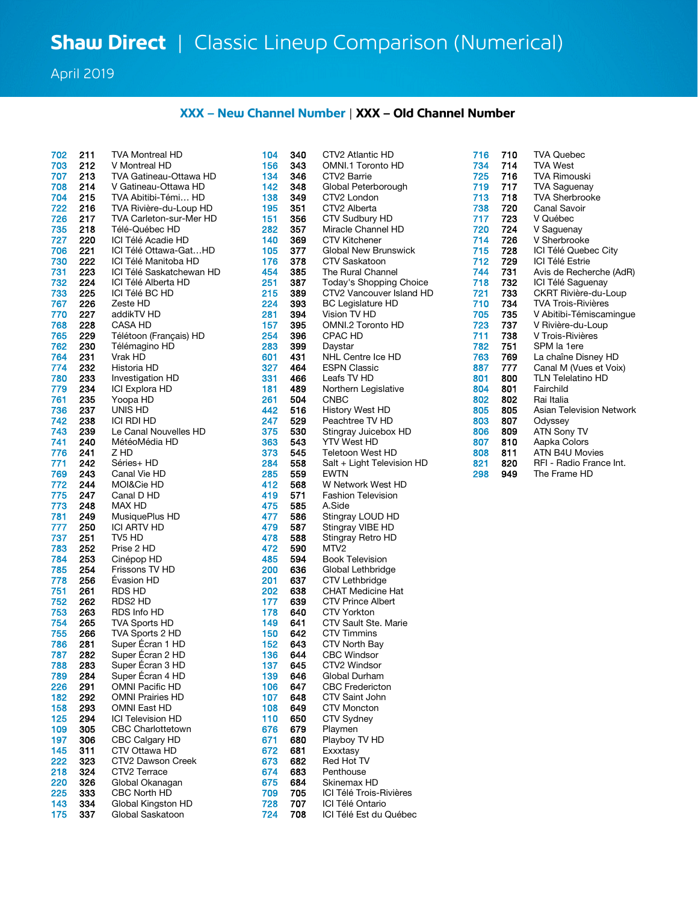# Shaw Direct | Classic Lineup Comparison (Numerical)

April 2019

**XXX – New Channel Number** | **XXX – Old Channel Number**

| New | Old | Channel |
|---|---|---|
| 702 | 211 | TVA Montreal HD |
| 703 | 212 | V Montreal HD |
| 707 | 213 | TVA Gatineau-Ottawa HD |
| 708 | 214 | V Gatineau-Ottawa HD |
| 704 | 215 | TVA Abitibi-Témi… HD |
| 722 | 216 | TVA Rivière-du-Loup HD |
| 726 | 217 | TVA Carleton-sur-Mer HD |
| 735 | 218 | Télé-Québec HD |
| 727 | 220 | ICI Télé Acadie HD |
| 706 | 221 | ICI Télé Ottawa-Gat…HD |
| 730 | 222 | ICI Télé Manitoba HD |
| 731 | 223 | ICI Télé Saskatchewan HD |
| 732 | 224 | ICI Télé Alberta HD |
| 733 | 225 | ICI Télé BC HD |
| 767 | 226 | Zeste HD |
| 770 | 227 | addikTV HD |
| 768 | 228 | CASA HD |
| 765 | 229 | Télétoon (Français) HD |
| 762 | 230 | Télémagino HD |
| 764 | 231 | Vrak HD |
| 774 | 232 | Historia HD |
| 780 | 233 | Investigation HD |
| 779 | 234 | ICI Explora HD |
| 761 | 235 | Yoopa HD |
| 736 | 237 | UNIS HD |
| 742 | 238 | ICI RDI HD |
| 743 | 239 | Le Canal Nouvelles HD |
| 741 | 240 | MétéoMédia HD |
| 776 | 241 | Z HD |
| 771 | 242 | Séries+ HD |
| 769 | 243 | Canal Vie HD |
| 772 | 244 | MOI&Cie HD |
| 775 | 247 | Canal D HD |
| 773 | 248 | MAX HD |
| 781 | 249 | MusiquePlus HD |
| 777 | 250 | ICI ARTV HD |
| 737 | 251 | TV5 HD |
| 783 | 252 | Prise 2 HD |
| 784 | 253 | Cinépop HD |
| 785 | 254 | Frissons TV HD |
| 778 | 256 | Évasion HD |
| 751 | 261 | RDS HD |
| 752 | 262 | RDS2 HD |
| 753 | 263 | RDS Info HD |
| 754 | 265 | TVA Sports HD |
| 755 | 266 | TVA Sports 2 HD |
| 786 | 281 | Super Écran 1 HD |
| 787 | 282 | Super Écran 2 HD |
| 788 | 283 | Super Écran 3 HD |
| 789 | 284 | Super Écran 4 HD |
| 226 | 291 | OMNI Pacific HD |
| 182 | 292 | OMNI Prairies HD |
| 158 | 293 | OMNI East HD |
| 125 | 294 | ICI Television HD |
| 109 | 305 | CBC Charlottetown |
| 197 | 306 | CBC Calgary HD |
| 145 | 311 | CTV Ottawa HD |
| 222 | 323 | CTV2 Dawson Creek |
| 218 | 324 | CTV2 Terrace |
| 220 | 326 | Global Okanagan |
| 225 | 333 | CBC North HD |
| 143 | 334 | Global Kingston HD |
| 175 | 337 | Global Saskatoon |
| 104 | 340 | CTV2 Atlantic HD |
| 156 | 343 | OMNI.1 Toronto HD |
| 134 | 346 | CTV2 Barrie |
| 142 | 348 | Global Peterborough |
| 138 | 349 | CTV2 London |
| 195 | 351 | CTV2 Alberta |
| 151 | 356 | CTV Sudbury HD |
| 282 | 357 | Miracle Channel HD |
| 140 | 369 | CTV Kitchener |
| 105 | 377 | Global New Brunswick |
| 176 | 378 | CTV Saskatoon |
| 454 | 385 | The Rural Channel |
| 251 | 387 | Today's Shopping Choice |
| 215 | 389 | CTV2 Vancouver Island HD |
| 224 | 393 | BC Legislature HD |
| 281 | 394 | Vision TV HD |
| 157 | 395 | OMNI.2 Toronto HD |
| 254 | 396 | CPAC HD |
| 283 | 399 | Daystar |
| 601 | 431 | NHL Centre Ice HD |
| 327 | 464 | ESPN Classic |
| 331 | 466 | Leafs TV HD |
| 181 | 489 | Northern Legislative |
| 261 | 504 | CNBC |
| 442 | 516 | History West HD |
| 247 | 529 | Peachtree TV HD |
| 375 | 530 | Stingray Juicebox HD |
| 363 | 543 | YTV West HD |
| 373 | 545 | Teletoon West HD |
| 284 | 558 | Salt + Light Television HD |
| 285 | 559 | EWTN |
| 412 | 568 | W Network West HD |
| 419 | 571 | Fashion Television |
| 475 | 585 | A.Side |
| 477 | 586 | Stingray LOUD HD |
| 479 | 587 | Stingray VIBE HD |
| 478 | 588 | Stingray Retro HD |
| 472 | 590 | MTV2 |
| 485 | 594 | Book Television |
| 200 | 636 | Global Lethbridge |
| 201 | 637 | CTV Lethbridge |
| 202 | 638 | CHAT Medicine Hat |
| 177 | 639 | CTV Prince Albert |
| 178 | 640 | CTV Yorkton |
| 149 | 641 | CTV Sault Ste. Marie |
| 150 | 642 | CTV Timmins |
| 152 | 643 | CTV North Bay |
| 136 | 644 | CBC Windsor |
| 137 | 645 | CTV2 Windsor |
| 139 | 646 | Global Durham |
| 106 | 647 | CBC Fredericton |
| 107 | 648 | CTV Saint John |
| 108 | 649 | CTV Moncton |
| 110 | 650 | CTV Sydney |
| 676 | 679 | Playmen |
| 671 | 680 | Playboy TV HD |
| 672 | 681 | Exxxtasy |
| 673 | 682 | Red Hot TV |
| 674 | 683 | Penthouse |
| 675 | 684 | Skinemax HD |
| 709 | 705 | ICI Télé Trois-Rivières |
| 728 | 707 | ICI Télé Ontario |
| 724 | 708 | ICI Télé Est du Québec |
| 716 | 710 | TVA Quebec |
| 734 | 714 | TVA West |
| 725 | 716 | TVA Rimouski |
| 719 | 717 | TVA Saguenay |
| 713 | 718 | TVA Sherbrooke |
| 738 | 720 | Canal Savoir |
| 717 | 723 | V Québec |
| 720 | 724 | V Saguenay |
| 714 | 726 | V Sherbrooke |
| 715 | 728 | ICI Télé Quebec City |
| 712 | 729 | ICI Télé Estrie |
| 744 | 731 | Avis de Recherche (AdR) |
| 718 | 732 | ICI Télé Saguenay |
| 721 | 733 | CKRT Rivière-du-Loup |
| 710 | 734 | TVA Trois-Rivières |
| 705 | 735 | V Abitibi-Témiscamingue |
| 723 | 737 | V Rivière-du-Loup |
| 711 | 738 | V Trois-Rivières |
| 782 | 751 | SPM la 1ere |
| 763 | 769 | La chaîne Disney HD |
| 887 | 777 | Canal M (Vues et Voix) |
| 801 | 800 | TLN Telelatino HD |
| 804 | 801 | Fairchild |
| 802 | 802 | Rai Italia |
| 805 | 805 | Asian Television Network |
| 803 | 807 | Odyssey |
| 806 | 809 | ATN Sony TV |
| 807 | 810 | Aapka Colors |
| 808 | 811 | ATN B4U Movies |
| 821 | 820 | RFI - Radio France Int. |
| 298 | 949 | The Frame HD |